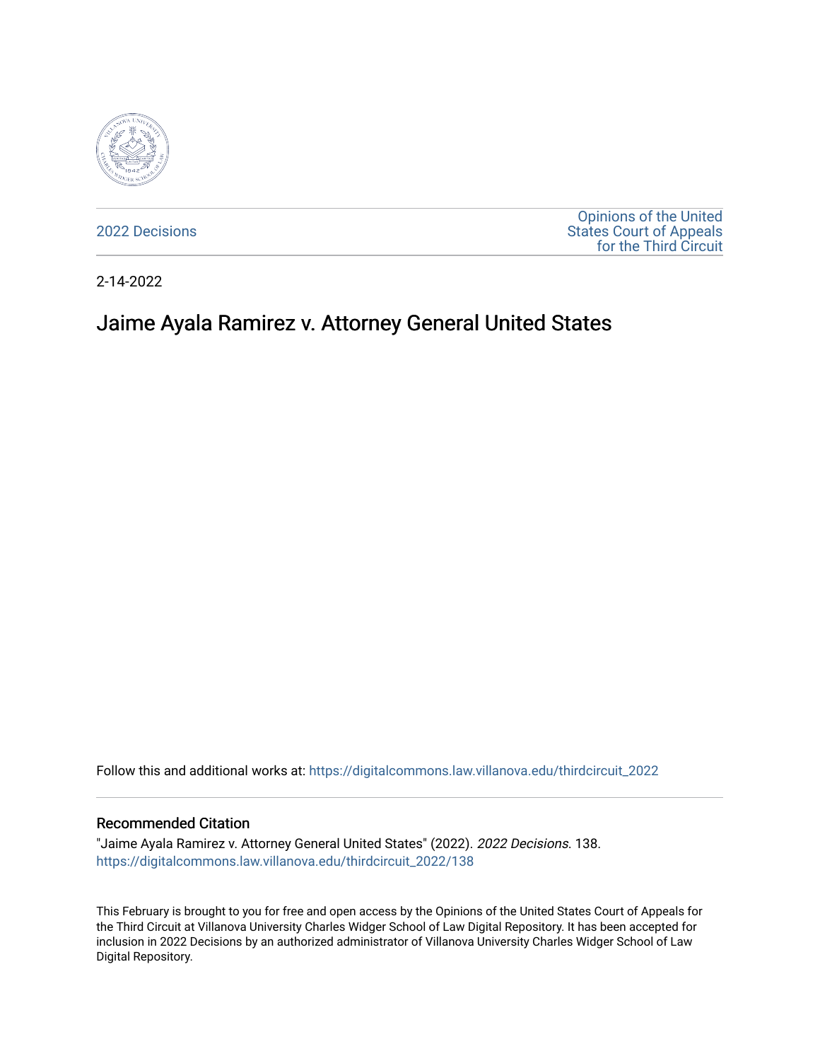2022 Decisions

Opinions of the United States Court of Appeals for the Third Circuit

2-14-2022

# Jaime Ayala Ramirez v. Attorney General United States

Follow this and additional works at: https://digitalcommons.law.villanova.edu/thirdcircuit_2022

## Recommended Citation

"Jaime Ayala Ramirez v. Attorney General United States" (2022). *2022 Decisions*. 138.
https://digitalcommons.law.villanova.edu/thirdcircuit_2022/138

This February is brought to you for free and open access by the Opinions of the United States Court of Appeals for the Third Circuit at Villanova University Charles Widger School of Law Digital Repository. It has been accepted for inclusion in 2022 Decisions by an authorized administrator of Villanova University Charles Widger School of Law Digital Repository.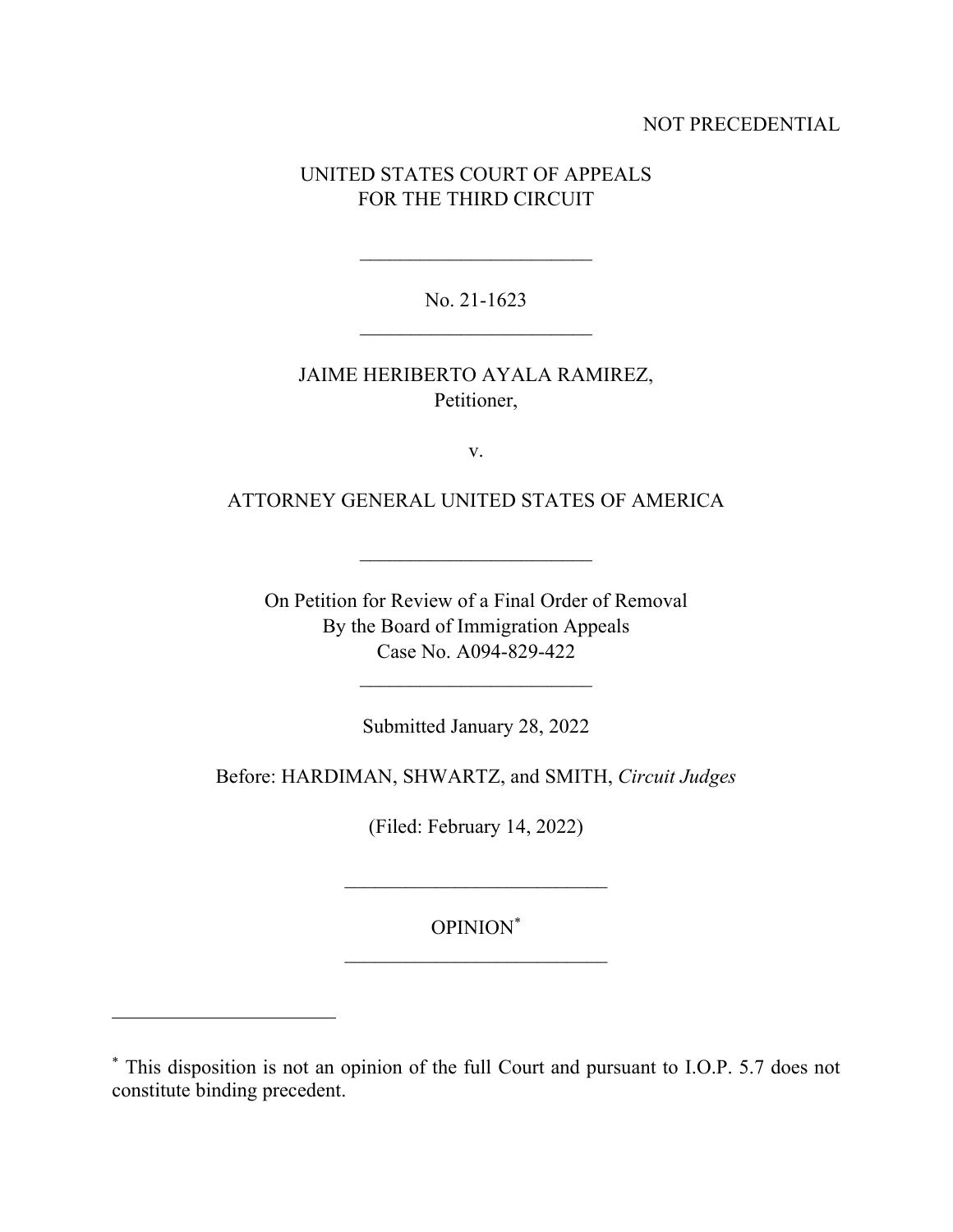NOT PRECEDENTIAL

UNITED STATES COURT OF APPEALS
FOR THE THIRD CIRCUIT

---

No. 21-1623

---

JAIME HERIBERTO AYALA RAMIREZ,
Petitioner,

v.

ATTORNEY GENERAL UNITED STATES OF AMERICA

---

On Petition for Review of a Final Order of Removal
By the Board of Immigration Appeals
Case No. A094-829-422

---

Submitted January 28, 2022

Before: HARDIMAN, SHWARTZ, and SMITH, *Circuit Judges*

(Filed: February 14, 2022)

---

OPINION[*]

---

[*] This disposition is not an opinion of the full Court and pursuant to I.O.P. 5.7 does not constitute binding precedent.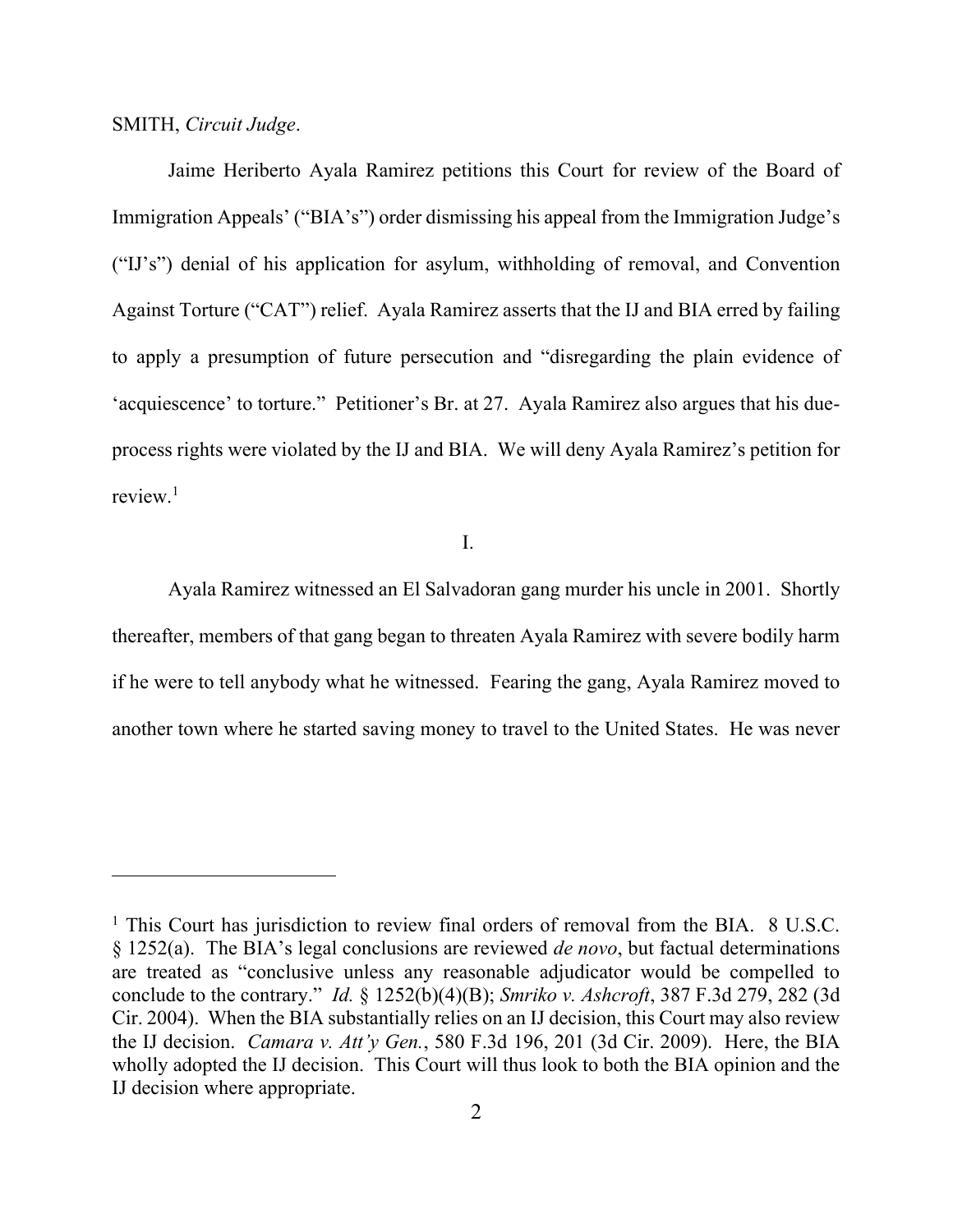SMITH, *Circuit Judge*.

Jaime Heriberto Ayala Ramirez petitions this Court for review of the Board of Immigration Appeals' ("BIA's") order dismissing his appeal from the Immigration Judge's ("IJ's") denial of his application for asylum, withholding of removal, and Convention Against Torture ("CAT") relief. Ayala Ramirez asserts that the IJ and BIA erred by failing to apply a presumption of future persecution and "disregarding the plain evidence of 'acquiescence' to torture." Petitioner's Br. at 27. Ayala Ramirez also argues that his due-process rights were violated by the IJ and BIA. We will deny Ayala Ramirez's petition for review.[1]

I.

Ayala Ramirez witnessed an El Salvadoran gang murder his uncle in 2001. Shortly thereafter, members of that gang began to threaten Ayala Ramirez with severe bodily harm if he were to tell anybody what he witnessed. Fearing the gang, Ayala Ramirez moved to another town where he started saving money to travel to the United States. He was never

---

[1] This Court has jurisdiction to review final orders of removal from the BIA. 8 U.S.C. § 1252(a). The BIA's legal conclusions are reviewed *de novo*, but factual determinations are treated as "conclusive unless any reasonable adjudicator would be compelled to conclude to the contrary." *Id.* § 1252(b)(4)(B); *Smriko v. Ashcroft*, 387 F.3d 279, 282 (3d Cir. 2004). When the BIA substantially relies on an IJ decision, this Court may also review the IJ decision. *Camara v. Att'y Gen.*, 580 F.3d 196, 201 (3d Cir. 2009). Here, the BIA wholly adopted the IJ decision. This Court will thus look to both the BIA opinion and the IJ decision where appropriate.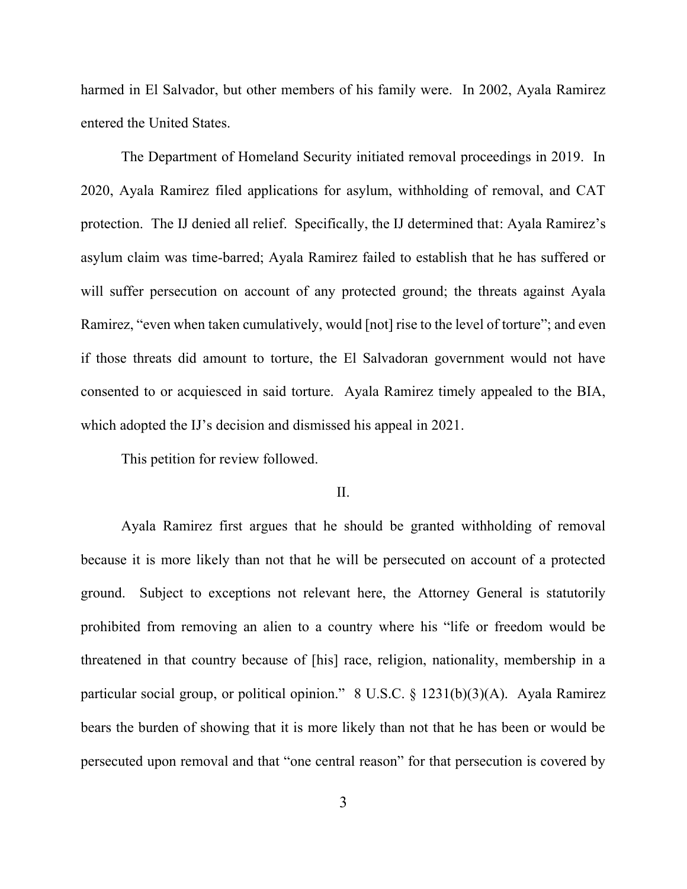harmed in El Salvador, but other members of his family were. In 2002, Ayala Ramirez entered the United States.

The Department of Homeland Security initiated removal proceedings in 2019. In 2020, Ayala Ramirez filed applications for asylum, withholding of removal, and CAT protection. The IJ denied all relief. Specifically, the IJ determined that: Ayala Ramirez's asylum claim was time-barred; Ayala Ramirez failed to establish that he has suffered or will suffer persecution on account of any protected ground; the threats against Ayala Ramirez, "even when taken cumulatively, would [not] rise to the level of torture"; and even if those threats did amount to torture, the El Salvadoran government would not have consented to or acquiesced in said torture. Ayala Ramirez timely appealed to the BIA, which adopted the IJ's decision and dismissed his appeal in 2021.

This petition for review followed.

## II.

Ayala Ramirez first argues that he should be granted withholding of removal because it is more likely than not that he will be persecuted on account of a protected ground. Subject to exceptions not relevant here, the Attorney General is statutorily prohibited from removing an alien to a country where his "life or freedom would be threatened in that country because of [his] race, religion, nationality, membership in a particular social group, or political opinion." 8 U.S.C. § 1231(b)(3)(A). Ayala Ramirez bears the burden of showing that it is more likely than not that he has been or would be persecuted upon removal and that "one central reason" for that persecution is covered by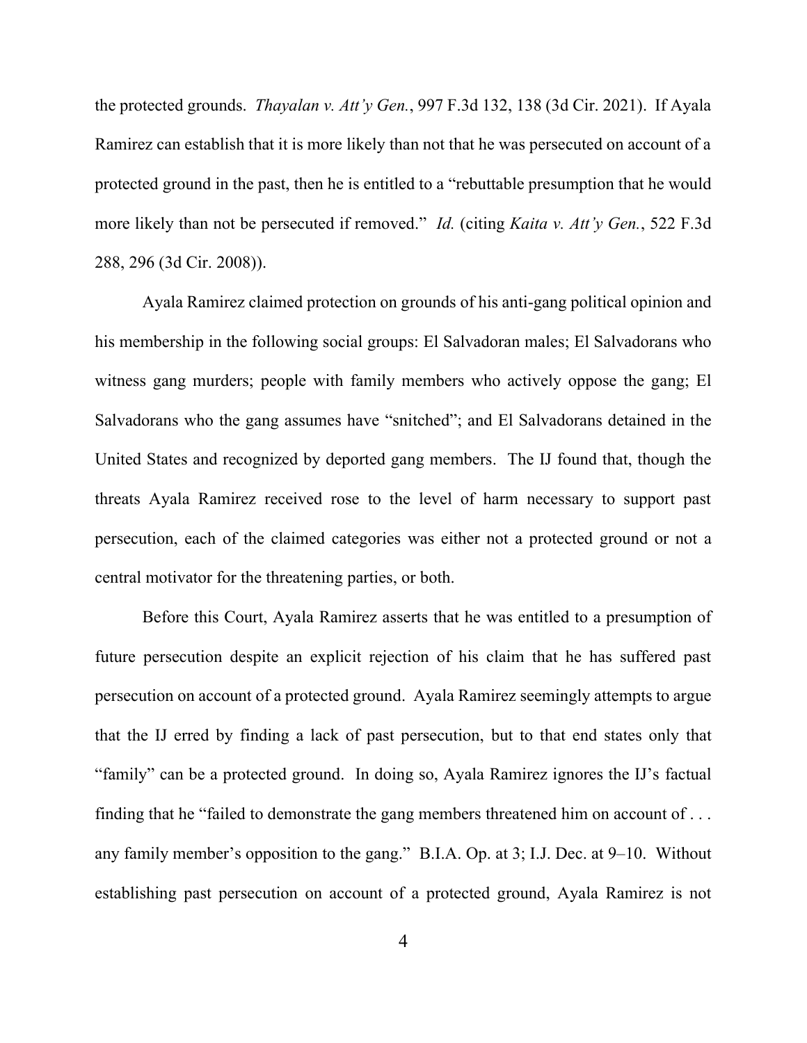the protected grounds. *Thayalan v. Att'y Gen.*, 997 F.3d 132, 138 (3d Cir. 2021). If Ayala Ramirez can establish that it is more likely than not that he was persecuted on account of a protected ground in the past, then he is entitled to a "rebuttable presumption that he would more likely than not be persecuted if removed." *Id.* (citing *Kaita v. Att'y Gen.*, 522 F.3d 288, 296 (3d Cir. 2008)).

Ayala Ramirez claimed protection on grounds of his anti-gang political opinion and his membership in the following social groups: El Salvadoran males; El Salvadorans who witness gang murders; people with family members who actively oppose the gang; El Salvadorans who the gang assumes have "snitched"; and El Salvadorans detained in the United States and recognized by deported gang members. The IJ found that, though the threats Ayala Ramirez received rose to the level of harm necessary to support past persecution, each of the claimed categories was either not a protected ground or not a central motivator for the threatening parties, or both.

Before this Court, Ayala Ramirez asserts that he was entitled to a presumption of future persecution despite an explicit rejection of his claim that he has suffered past persecution on account of a protected ground. Ayala Ramirez seemingly attempts to argue that the IJ erred by finding a lack of past persecution, but to that end states only that "family" can be a protected ground. In doing so, Ayala Ramirez ignores the IJ's factual finding that he "failed to demonstrate the gang members threatened him on account of . . . any family member's opposition to the gang." B.I.A. Op. at 3; I.J. Dec. at 9–10. Without establishing past persecution on account of a protected ground, Ayala Ramirez is not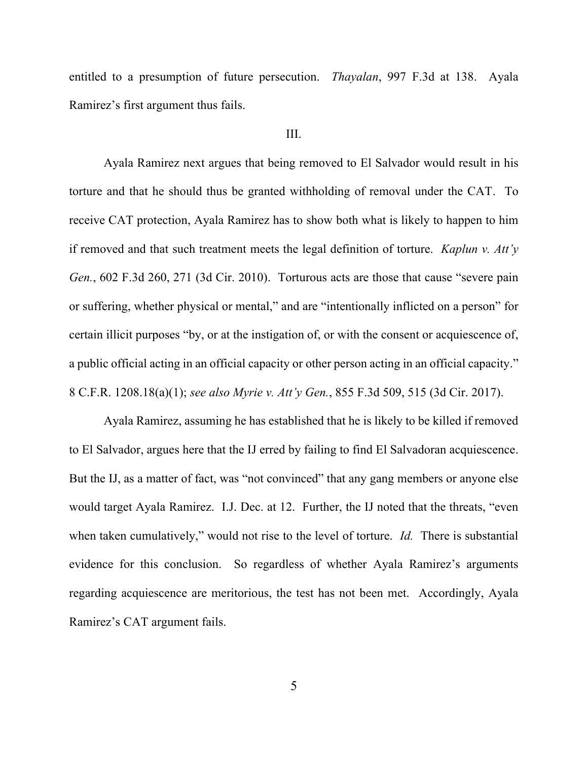entitled to a presumption of future persecution. *Thayalan*, 997 F.3d at 138. Ayala Ramirez's first argument thus fails.

III.

Ayala Ramirez next argues that being removed to El Salvador would result in his torture and that he should thus be granted withholding of removal under the CAT. To receive CAT protection, Ayala Ramirez has to show both what is likely to happen to him if removed and that such treatment meets the legal definition of torture. *Kaplun v. Att'y Gen.*, 602 F.3d 260, 271 (3d Cir. 2010). Torturous acts are those that cause "severe pain or suffering, whether physical or mental," and are "intentionally inflicted on a person" for certain illicit purposes "by, or at the instigation of, or with the consent or acquiescence of, a public official acting in an official capacity or other person acting in an official capacity." 8 C.F.R. 1208.18(a)(1); *see also Myrie v. Att'y Gen.*, 855 F.3d 509, 515 (3d Cir. 2017).

Ayala Ramirez, assuming he has established that he is likely to be killed if removed to El Salvador, argues here that the IJ erred by failing to find El Salvadoran acquiescence. But the IJ, as a matter of fact, was "not convinced" that any gang members or anyone else would target Ayala Ramirez. I.J. Dec. at 12. Further, the IJ noted that the threats, "even when taken cumulatively," would not rise to the level of torture. *Id.* There is substantial evidence for this conclusion. So regardless of whether Ayala Ramirez's arguments regarding acquiescence are meritorious, the test has not been met. Accordingly, Ayala Ramirez's CAT argument fails.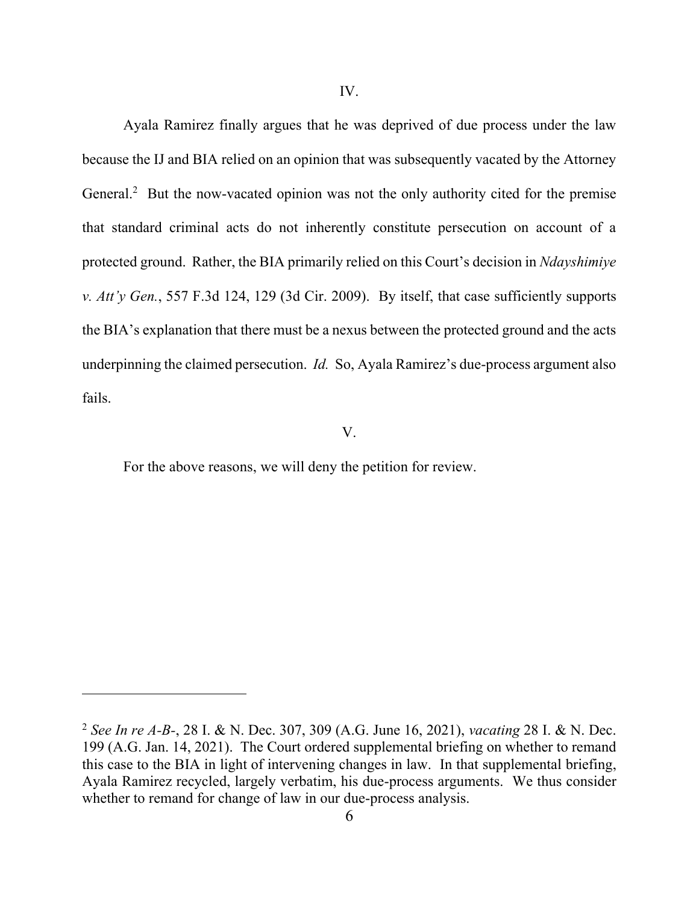IV.

Ayala Ramirez finally argues that he was deprived of due process under the law because the IJ and BIA relied on an opinion that was subsequently vacated by the Attorney General.[2] But the now-vacated opinion was not the only authority cited for the premise that standard criminal acts do not inherently constitute persecution on account of a protected ground. Rather, the BIA primarily relied on this Court's decision in *Ndayshimiye v. Att'y Gen.*, 557 F.3d 124, 129 (3d Cir. 2009). By itself, that case sufficiently supports the BIA's explanation that there must be a nexus between the protected ground and the acts underpinning the claimed persecution. *Id.* So, Ayala Ramirez's due-process argument also fails.

V.

For the above reasons, we will deny the petition for review.

---

[2] *See In re A-B-*, 28 I. & N. Dec. 307, 309 (A.G. June 16, 2021), *vacating* 28 I. & N. Dec. 199 (A.G. Jan. 14, 2021). The Court ordered supplemental briefing on whether to remand this case to the BIA in light of intervening changes in law. In that supplemental briefing, Ayala Ramirez recycled, largely verbatim, his due-process arguments. We thus consider whether to remand for change of law in our due-process analysis.